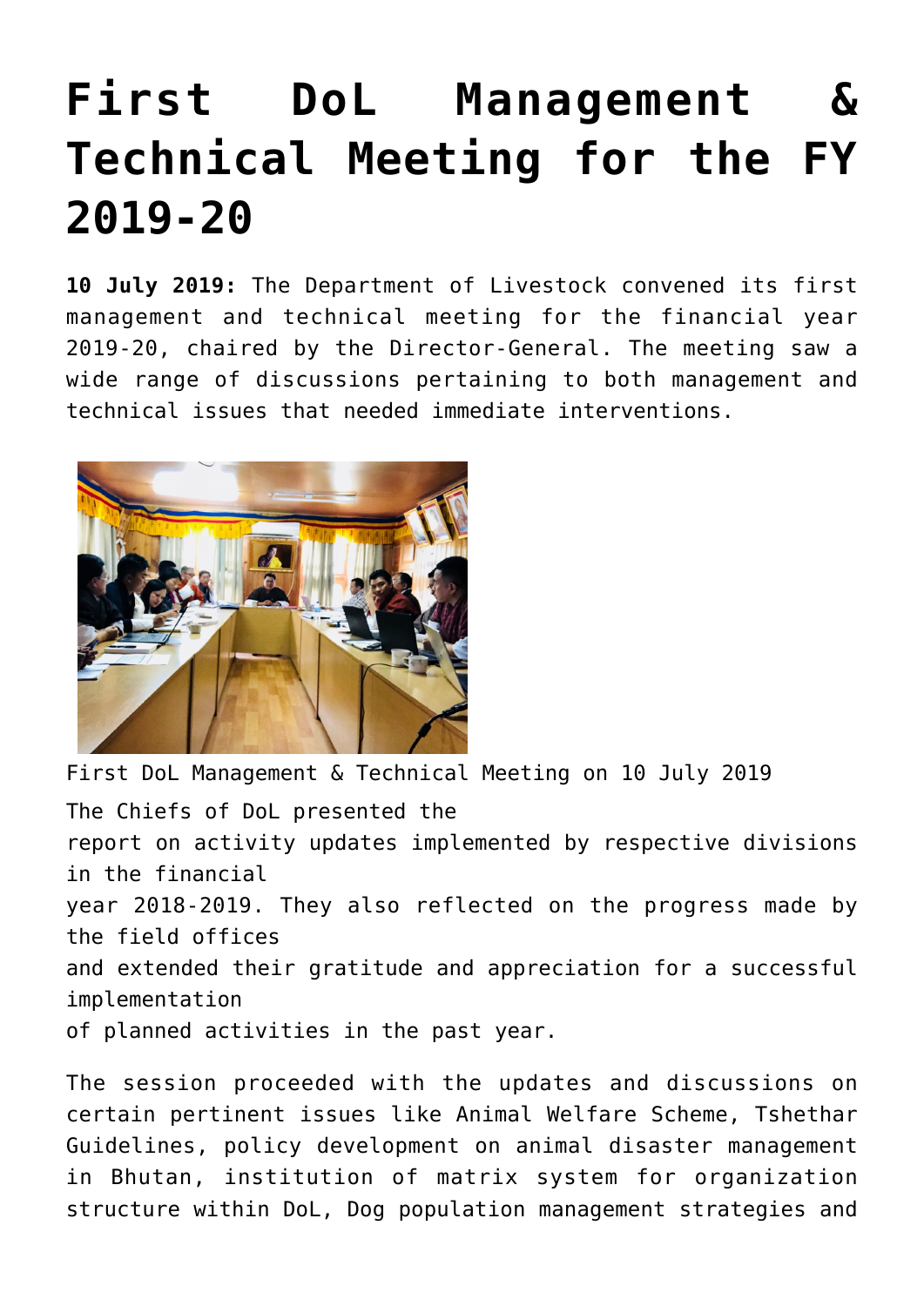# First DoL Management & Technical Meeting for the FY 2019-20

**10 July 2019:** The Department of Livestock convened its first management and technical meeting for the financial year 2019-20, chaired by the Director-General. The meeting saw a wide range of discussions pertaining to both management and technical issues that needed immediate interventions.

First DoL Management & Technical Meeting on 10 July 2019

The Chiefs of DoL presented the report on activity updates implemented by respective divisions in the financial year 2018-2019. They also reflected on the progress made by the field offices and extended their gratitude and appreciation for a successful implementation of planned activities in the past year.

The session proceeded with the updates and discussions on certain pertinent issues like Animal Welfare Scheme, Tshethar Guidelines, policy development on animal disaster management in Bhutan, institution of matrix system for organization structure within DoL, Dog population management strategies and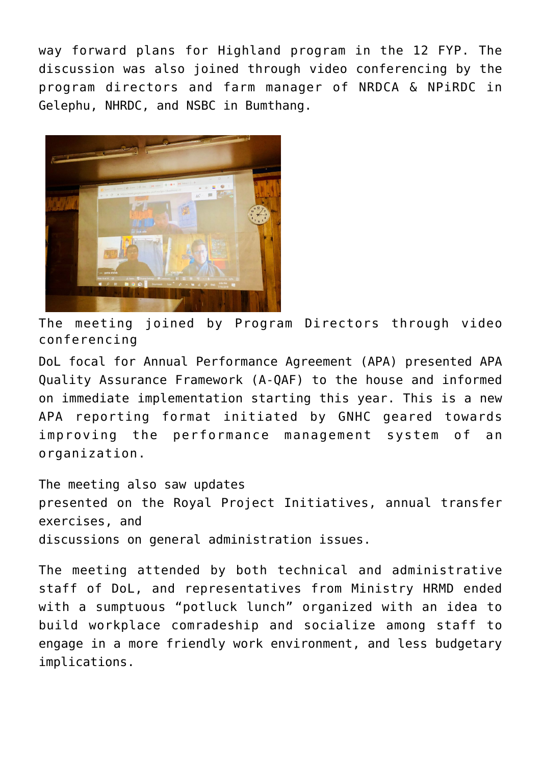way forward plans for Highland program in the 12 FYP. The discussion was also joined through video conferencing by the program directors and farm manager of NRDCA & NPiRDC in Gelephu, NHRDC, and NSBC in Bumthang.

The meeting joined by Program Directors through video conferencing

DoL focal for Annual Performance Agreement (APA) presented APA Quality Assurance Framework (A-QAF) to the house and informed on immediate implementation starting this year. This is a new APA reporting format initiated by GNHC geared towards improving the performance management system of an organization.

The meeting also saw updates presented on the Royal Project Initiatives, annual transfer exercises, and discussions on general administration issues.

The meeting attended by both technical and administrative staff of DoL, and representatives from Ministry HRMD ended with a sumptuous "potluck lunch" organized with an idea to build workplace comradeship and socialize among staff to engage in a more friendly work environment, and less budgetary implications.